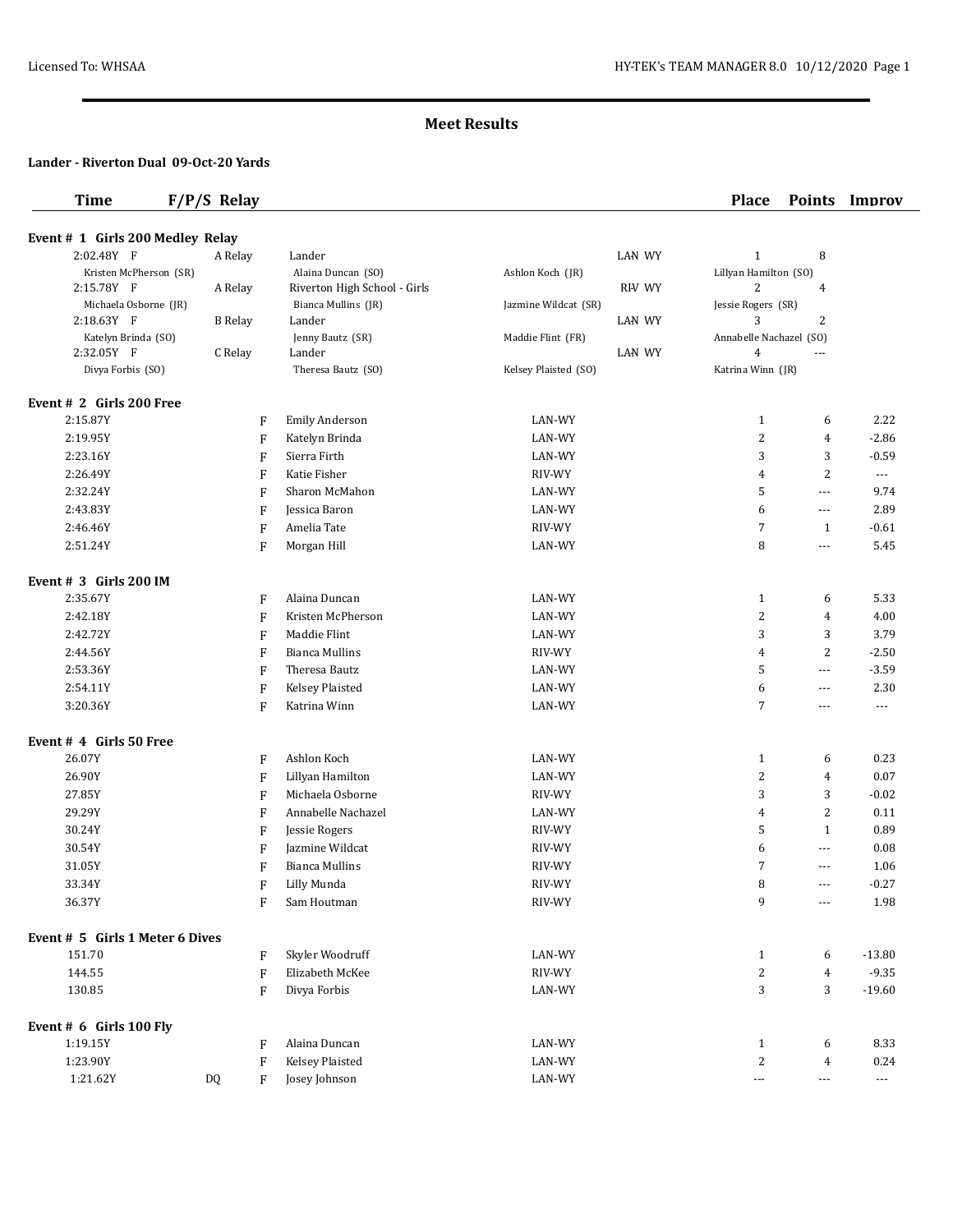## Meet Results

**Lander - Riverton Dual 09-Oct-20 Yards**

| Time | F/P/S | Relay | | | Place | Points | Improv |
|---|---|---|---|---|---|---|---|
| **Event # 1 Girls 200 Medley Relay** | | | | | | | |
| 2:02.48Y F | A Relay | Lander | | LAN WY | 1 | 8 | |
| Kristen McPherson (SR) | | Alaina Duncan (SO) | Ashlon Koch (JR) | | Lillyan Hamilton (SO) | | |
| 2:15.78Y F | A Relay | Riverton High School - Girls | | RIV WY | 2 | 4 | |
| Michaela Osborne (JR) | | Bianca Mullins (JR) | Jazmine Wildcat (SR) | | Jessie Rogers (SR) | | |
| 2:18.63Y F | B Relay | Lander | | LAN WY | 3 | 2 | |
| Katelyn Brinda (SO) | | Jenny Bautz (SR) | Maddie Flint (FR) | | Annabelle Nachazel (SO) | | |
| 2:32.05Y F | C Relay | Lander | | LAN WY | 4 | --- | |
| Divya Forbis (SO) | | Theresa Bautz (SO) | Kelsey Plaisted (SO) | | Katrina Winn (JR) | | |

**Event # 2 Girls 200 Free**

| Time | | F/P/S | Name | Team | Place | Points | Improv |
|---|---|---|---|---|---|---|---|
| 2:15.87Y | | F | Emily Anderson | LAN-WY | 1 | 6 | 2.22 |
| 2:19.95Y | | F | Katelyn Brinda | LAN-WY | 2 | 4 | -2.86 |
| 2:23.16Y | | F | Sierra Firth | LAN-WY | 3 | 3 | -0.59 |
| 2:26.49Y | | F | Katie Fisher | RIV-WY | 4 | 2 | --- |
| 2:32.24Y | | F | Sharon McMahon | LAN-WY | 5 | --- | 9.74 |
| 2:43.83Y | | F | Jessica Baron | LAN-WY | 6 | --- | 2.89 |
| 2:46.46Y | | F | Amelia Tate | RIV-WY | 7 | 1 | -0.61 |
| 2:51.24Y | | F | Morgan Hill | LAN-WY | 8 | --- | 5.45 |

**Event # 3 Girls 200 IM**

| Time | | F/P/S | Name | Team | Place | Points | Improv |
|---|---|---|---|---|---|---|---|
| 2:35.67Y | | F | Alaina Duncan | LAN-WY | 1 | 6 | 5.33 |
| 2:42.18Y | | F | Kristen McPherson | LAN-WY | 2 | 4 | 4.00 |
| 2:42.72Y | | F | Maddie Flint | LAN-WY | 3 | 3 | 3.79 |
| 2:44.56Y | | F | Bianca Mullins | RIV-WY | 4 | 2 | -2.50 |
| 2:53.36Y | | F | Theresa Bautz | LAN-WY | 5 | --- | -3.59 |
| 2:54.11Y | | F | Kelsey Plaisted | LAN-WY | 6 | --- | 2.30 |
| 3:20.36Y | | F | Katrina Winn | LAN-WY | 7 | --- | --- |

**Event # 4 Girls 50 Free**

| Time | | F/P/S | Name | Team | Place | Points | Improv |
|---|---|---|---|---|---|---|---|
| 26.07Y | | F | Ashlon Koch | LAN-WY | 1 | 6 | 0.23 |
| 26.90Y | | F | Lillyan Hamilton | LAN-WY | 2 | 4 | 0.07 |
| 27.85Y | | F | Michaela Osborne | RIV-WY | 3 | 3 | -0.02 |
| 29.29Y | | F | Annabelle Nachazel | LAN-WY | 4 | 2 | 0.11 |
| 30.24Y | | F | Jessie Rogers | RIV-WY | 5 | 1 | 0.89 |
| 30.54Y | | F | Jazmine Wildcat | RIV-WY | 6 | --- | 0.08 |
| 31.05Y | | F | Bianca Mullins | RIV-WY | 7 | --- | 1.06 |
| 33.34Y | | F | Lilly Munda | RIV-WY | 8 | --- | -0.27 |
| 36.37Y | | F | Sam Houtman | RIV-WY | 9 | --- | 1.98 |

**Event # 5 Girls 1 Meter 6 Dives**

| Score | | F/P/S | Name | Team | Place | Points | Improv |
|---|---|---|---|---|---|---|---|
| 151.70 | | F | Skyler Woodruff | LAN-WY | 1 | 6 | -13.80 |
| 144.55 | | F | Elizabeth McKee | RIV-WY | 2 | 4 | -9.35 |
| 130.85 | | F | Divya Forbis | LAN-WY | 3 | 3 | -19.60 |

**Event # 6 Girls 100 Fly**

| Time | | F/P/S | Name | Team | Place | Points | Improv |
|---|---|---|---|---|---|---|---|
| 1:19.15Y | | F | Alaina Duncan | LAN-WY | 1 | 6 | 8.33 |
| 1:23.90Y | | F | Kelsey Plaisted | LAN-WY | 2 | 4 | 0.24 |
| 1:21.62Y | DQ | F | Josey Johnson | LAN-WY | --- | --- | --- |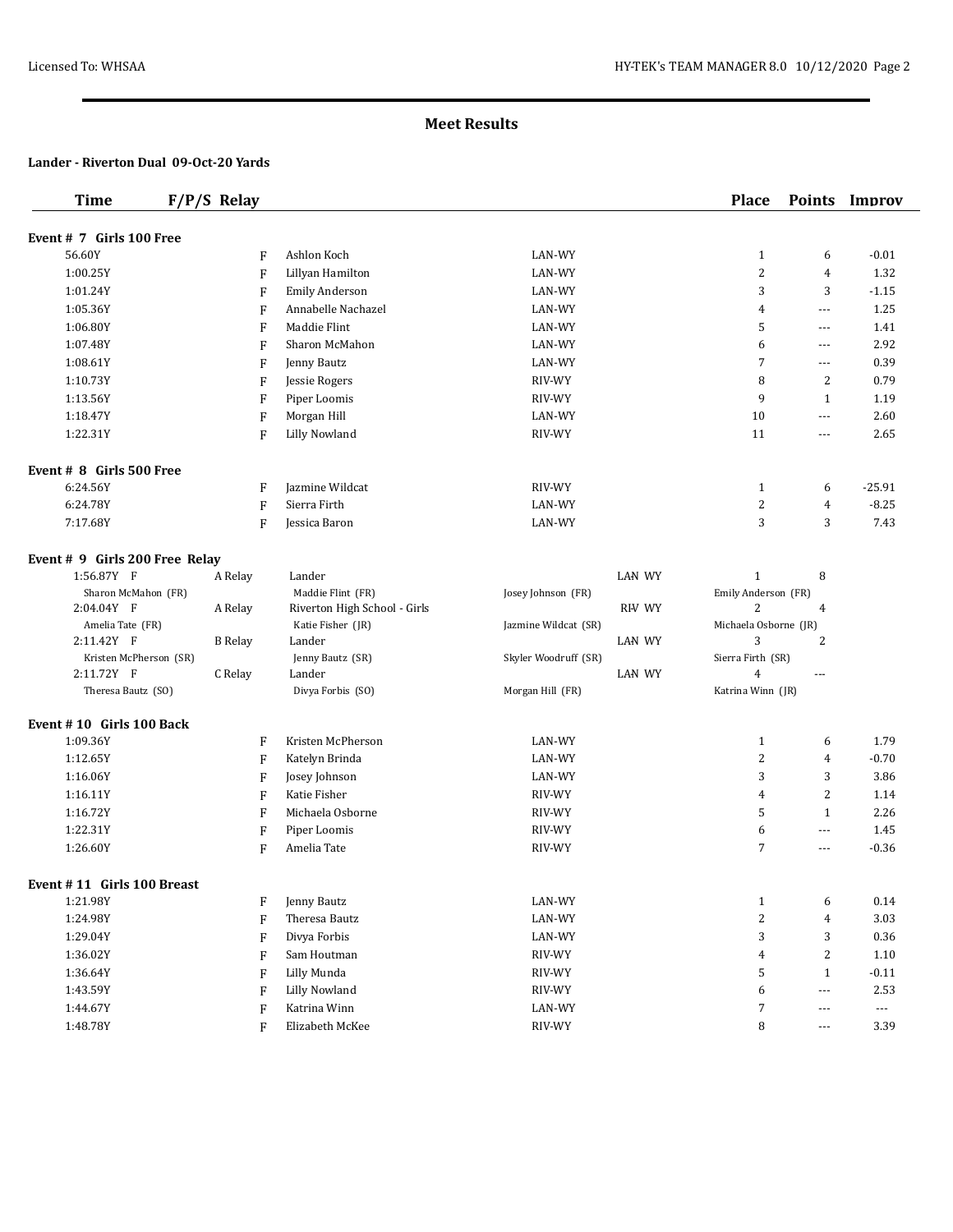## Meet Results

### Lander - Riverton Dual 09-Oct-20 Yards

**Event # 7 Girls 100 Free**

| Time | F/P/S | Name | Team | Place | Points | Improv |
|---|---|---|---|---|---|---|
| 56.60Y | F | Ashlon Koch | LAN-WY | 1 | 6 | -0.01 |
| 1:00.25Y | F | Lillyan Hamilton | LAN-WY | 2 | 4 | 1.32 |
| 1:01.24Y | F | Emily Anderson | LAN-WY | 3 | 3 | -1.15 |
| 1:05.36Y | F | Annabelle Nachazel | LAN-WY | 4 | --- | 1.25 |
| 1:06.80Y | F | Maddie Flint | LAN-WY | 5 | --- | 1.41 |
| 1:07.48Y | F | Sharon McMahon | LAN-WY | 6 | --- | 2.92 |
| 1:08.61Y | F | Jenny Bautz | LAN-WY | 7 | --- | 0.39 |
| 1:10.73Y | F | Jessie Rogers | RIV-WY | 8 | 2 | 0.79 |
| 1:13.56Y | F | Piper Loomis | RIV-WY | 9 | 1 | 1.19 |
| 1:18.47Y | F | Morgan Hill | LAN-WY | 10 | --- | 2.60 |
| 1:22.31Y | F | Lilly Nowland | RIV-WY | 11 | --- | 2.65 |

**Event # 8 Girls 500 Free**

| Time | F/P/S | Name | Team | Place | Points | Improv |
|---|---|---|---|---|---|---|
| 6:24.56Y | F | Jazmine Wildcat | RIV-WY | 1 | 6 | -25.91 |
| 6:24.78Y | F | Sierra Firth | LAN-WY | 2 | 4 | -8.25 |
| 7:17.68Y | F | Jessica Baron | LAN-WY | 3 | 3 | 7.43 |

**Event # 9 Girls 200 Free Relay**

| Time | F/P/S | Relay | Team | | Place | Points |
|---|---|---|---|---|---|---|
| 1:56.87Y | F | A Relay | Lander | LAN WY | 1 | 8 |
| Sharon McMahon (FR) | | | Maddie Flint (FR) | Josey Johnson (FR) | Emily Anderson (FR) | |
| 2:04.04Y | F | A Relay | Riverton High School - Girls | RIV WY | 2 | 4 |
| Amelia Tate (FR) | | | Katie Fisher (JR) | Jazmine Wildcat (SR) | Michaela Osborne (JR) | |
| 2:11.42Y | F | B Relay | Lander | LAN WY | 3 | 2 |
| Kristen McPherson (SR) | | | Jenny Bautz (SR) | Skyler Woodruff (SR) | Sierra Firth (SR) | |
| 2:11.72Y | F | C Relay | Lander | LAN WY | 4 | --- |
| Theresa Bautz (SO) | | | Divya Forbis (SO) | Morgan Hill (FR) | Katrina Winn (JR) | |

**Event # 10 Girls 100 Back**

| Time | F/P/S | Name | Team | Place | Points | Improv |
|---|---|---|---|---|---|---|
| 1:09.36Y | F | Kristen McPherson | LAN-WY | 1 | 6 | 1.79 |
| 1:12.65Y | F | Katelyn Brinda | LAN-WY | 2 | 4 | -0.70 |
| 1:16.06Y | F | Josey Johnson | LAN-WY | 3 | 3 | 3.86 |
| 1:16.11Y | F | Katie Fisher | RIV-WY | 4 | 2 | 1.14 |
| 1:16.72Y | F | Michaela Osborne | RIV-WY | 5 | 1 | 2.26 |
| 1:22.31Y | F | Piper Loomis | RIV-WY | 6 | --- | 1.45 |
| 1:26.60Y | F | Amelia Tate | RIV-WY | 7 | --- | -0.36 |

**Event # 11 Girls 100 Breast**

| Time | F/P/S | Name | Team | Place | Points | Improv |
|---|---|---|---|---|---|---|
| 1:21.98Y | F | Jenny Bautz | LAN-WY | 1 | 6 | 0.14 |
| 1:24.98Y | F | Theresa Bautz | LAN-WY | 2 | 4 | 3.03 |
| 1:29.04Y | F | Divya Forbis | LAN-WY | 3 | 3 | 0.36 |
| 1:36.02Y | F | Sam Houtman | RIV-WY | 4 | 2 | 1.10 |
| 1:36.64Y | F | Lilly Munda | RIV-WY | 5 | 1 | -0.11 |
| 1:43.59Y | F | Lilly Nowland | RIV-WY | 6 | --- | 2.53 |
| 1:44.67Y | F | Katrina Winn | LAN-WY | 7 | --- | --- |
| 1:48.78Y | F | Elizabeth McKee | RIV-WY | 8 | --- | 3.39 |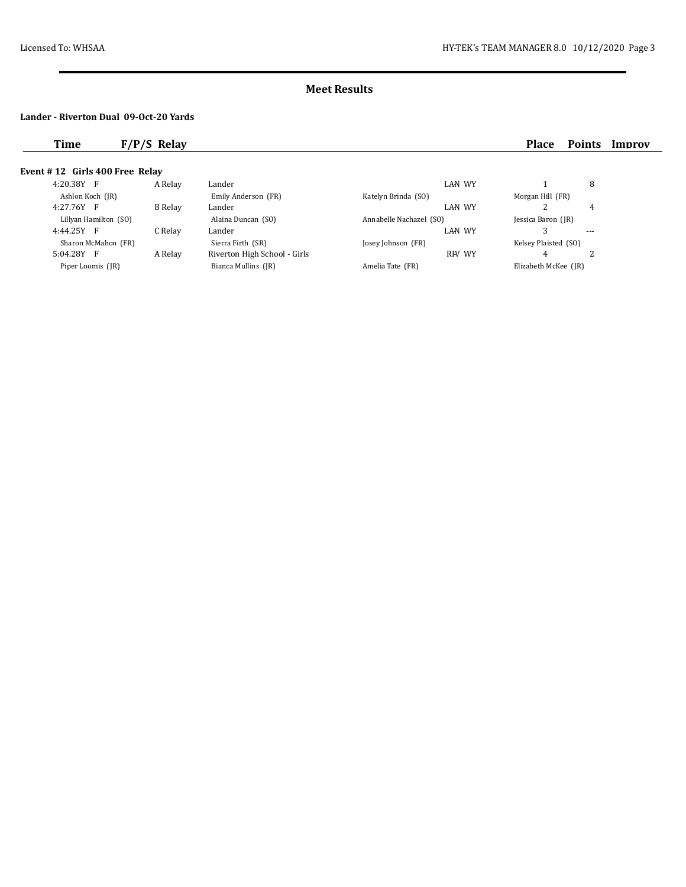## Meet Results

**Lander - Riverton Dual 09-Oct-20 Yards**

**Event # 12 Girls 400 Free Relay**

| Time | F/P/S | Relay | | | Place | Points | Improv |
|---|---|---|---|---|---|---|---|
| 4:20.38Y | F | A Relay | Lander | LAN WY | 1 | 8 | |
| Ashlon Koch (JR) | | | Emily Anderson (FR) | Katelyn Brinda (SO) | Morgan Hill (FR) | | |
| 4:27.76Y | F | B Relay | Lander | LAN WY | 2 | 4 | |
| Lillyan Hamilton (SO) | | | Alaina Duncan (SO) | Annabelle Nachazel (SO) | Jessica Baron (JR) | | |
| 4:44.25Y | F | C Relay | Lander | LAN WY | 3 | --- | |
| Sharon McMahon (FR) | | | Sierra Firth (SR) | Josey Johnson (FR) | Kelsey Plaisted (SO) | | |
| 5:04.28Y | F | A Relay | Riverton High School - Girls | RIV WY | 4 | 2 | |
| Piper Loomis (JR) | | | Bianca Mullins (JR) | Amelia Tate (FR) | Elizabeth McKee (JR) | | |